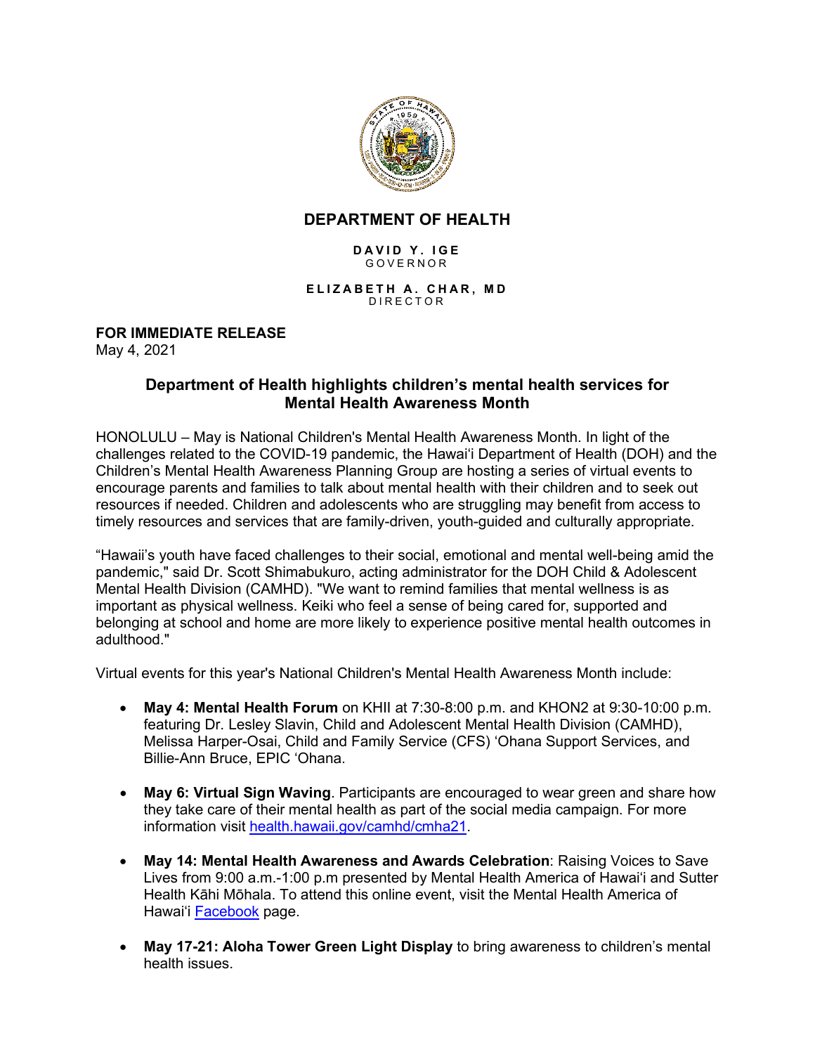# DEPARTMENT OF HEALTH

**DAVID Y. IGE**
GOVERNOR

**ELIZABETH A. CHAR, MD**
DIRECTOR

**FOR IMMEDIATE RELEASE**
May 4, 2021

## Department of Health highlights children's mental health services for Mental Health Awareness Month

HONOLULU – May is National Children's Mental Health Awareness Month. In light of the challenges related to the COVID-19 pandemic, the Hawaiʻi Department of Health (DOH) and the Children's Mental Health Awareness Planning Group are hosting a series of virtual events to encourage parents and families to talk about mental health with their children and to seek out resources if needed. Children and adolescents who are struggling may benefit from access to timely resources and services that are family-driven, youth-guided and culturally appropriate.

"Hawaii's youth have faced challenges to their social, emotional and mental well-being amid the pandemic," said Dr. Scott Shimabukuro, acting administrator for the DOH Child & Adolescent Mental Health Division (CAMHD). "We want to remind families that mental wellness is as important as physical wellness. Keiki who feel a sense of being cared for, supported and belonging at school and home are more likely to experience positive mental health outcomes in adulthood."

Virtual events for this year's National Children's Mental Health Awareness Month include:

- **May 4: Mental Health Forum** on KHII at 7:30-8:00 p.m. and KHON2 at 9:30-10:00 p.m. featuring Dr. Lesley Slavin, Child and Adolescent Mental Health Division (CAMHD), Melissa Harper-Osai, Child and Family Service (CFS) ʻOhana Support Services, and Billie-Ann Bruce, EPIC ʻOhana.

- **May 6: Virtual Sign Waving**. Participants are encouraged to wear green and share how they take care of their mental health as part of the social media campaign. For more information visit [health.hawaii.gov/camhd/cmha21](health.hawaii.gov/camhd/cmha21).

- **May 14: Mental Health Awareness and Awards Celebration**: Raising Voices to Save Lives from 9:00 a.m.-1:00 p.m presented by Mental Health America of Hawaiʻi and Sutter Health Kāhi Mōhala. To attend this online event, visit the Mental Health America of Hawaiʻi Facebook page.

- **May 17-21: Aloha Tower Green Light Display** to bring awareness to children's mental health issues.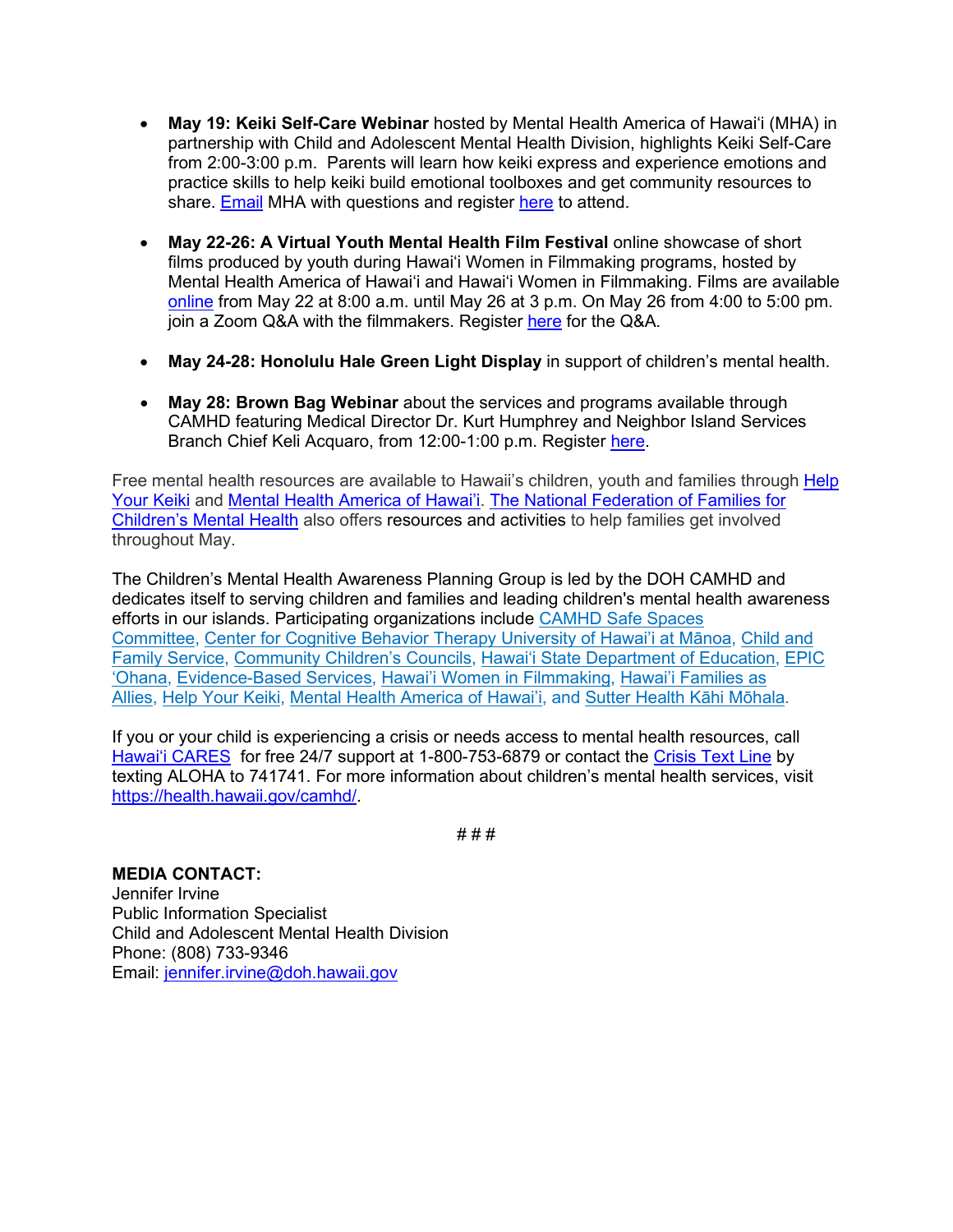- **May 19: Keiki Self-Care Webinar** hosted by Mental Health America of Hawaiʻi (MHA) in partnership with Child and Adolescent Mental Health Division, highlights Keiki Self-Care from 2:00-3:00 p.m. Parents will learn how keiki express and experience emotions and practice skills to help keiki build emotional toolboxes and get community resources to share. Email MHA with questions and register here to attend.

- **May 22-26: A Virtual Youth Mental Health Film Festival** online showcase of short films produced by youth during Hawaiʻi Women in Filmmaking programs, hosted by Mental Health America of Hawaiʻi and Hawaiʻi Women in Filmmaking. Films are available online from May 22 at 8:00 a.m. until May 26 at 3 p.m. On May 26 from 4:00 to 5:00 pm. join a Zoom Q&A with the filmmakers. Register here for the Q&A.

- **May 24-28: Honolulu Hale Green Light Display** in support of children's mental health.

- **May 28: Brown Bag Webinar** about the services and programs available through CAMHD featuring Medical Director Dr. Kurt Humphrey and Neighbor Island Services Branch Chief Keli Acquaro, from 12:00-1:00 p.m. Register here.

Free mental health resources are available to Hawaii's children, youth and families through Help Your Keiki and Mental Health America of Hawaiʻi. The National Federation of Families for Children's Mental Health also offers resources and activities to help families get involved throughout May.

The Children's Mental Health Awareness Planning Group is led by the DOH CAMHD and dedicates itself to serving children and families and leading children's mental health awareness efforts in our islands. Participating organizations include CAMHD Safe Spaces Committee, Center for Cognitive Behavior Therapy University of Hawaiʻi at Mānoa, Child and Family Service, Community Children's Councils, Hawaiʻi State Department of Education, EPIC ʻOhana, Evidence-Based Services, Hawaiʻi Women in Filmmaking, Hawaiʻi Families as Allies, Help Your Keiki, Mental Health America of Hawaiʻi, and Sutter Health Kāhi Mōhala.

If you or your child is experiencing a crisis or needs access to mental health resources, call Hawaiʻi CARES for free 24/7 support at 1-800-753-6879 or contact the Crisis Text Line by texting ALOHA to 741741. For more information about children's mental health services, visit https://health.hawaii.gov/camhd/.

# # #

**MEDIA CONTACT:**
Jennifer Irvine
Public Information Specialist
Child and Adolescent Mental Health Division
Phone: (808) 733-9346
Email: jennifer.irvine@doh.hawaii.gov